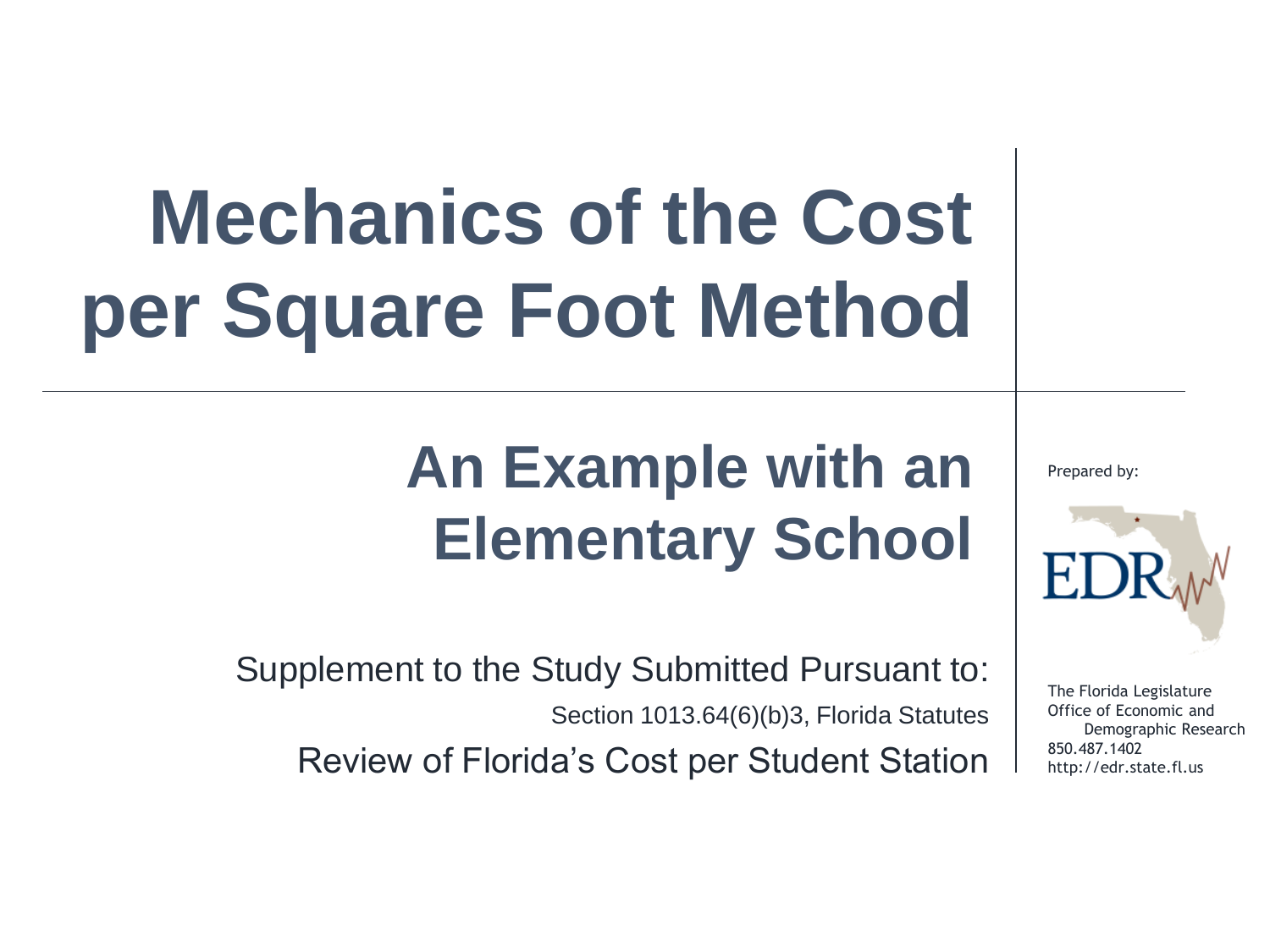# Mechanics of the Cost per Square Foot Method

## An Example with an Elementary School

Supplement to the Study Submitted Pursuant to:

Section 1013.64(6)(b)3, Florida Statutes

Review of Florida's Cost per Student Station

Prepared by:

EDR

The Florida Legislature
Office of Economic and Demographic Research
850.487.1402
http://edr.state.fl.us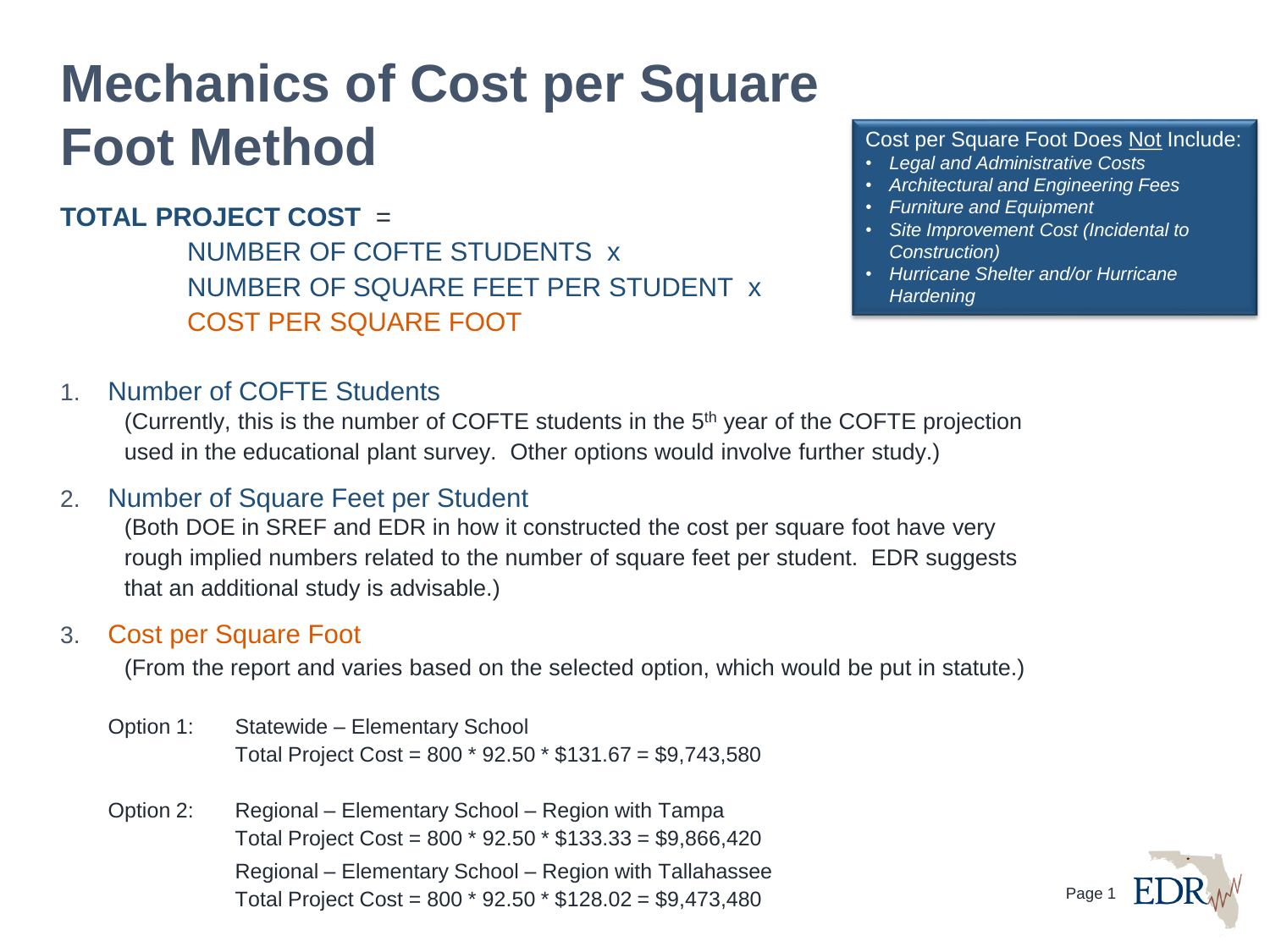# Mechanics of Cost per Square Foot Method

**TOTAL PROJECT COST** =
NUMBER OF COFTE STUDENTS x
NUMBER OF SQUARE FEET PER STUDENT x
COST PER SQUARE FOOT

Cost per Square Foot Does Not Include:

- *Legal and Administrative Costs*
- *Architectural and Engineering Fees*
- *Furniture and Equipment*
- *Site Improvement Cost (Incidental to Construction)*
- *Hurricane Shelter and/or Hurricane Hardening*

1. Number of COFTE Students
   (Currently, this is the number of COFTE students in the 5th year of the COFTE projection used in the educational plant survey. Other options would involve further study.)

2. Number of Square Feet per Student
   (Both DOE in SREF and EDR in how it constructed the cost per square foot have very rough implied numbers related to the number of square feet per student. EDR suggests that an additional study is advisable.)

3. Cost per Square Foot
   (From the report and varies based on the selected option, which would be put in statute.)

Option 1: Statewide – Elementary School
Total Project Cost = 800 * 92.50 * $131.67 = $9,743,580

Option 2: Regional – Elementary School – Region with Tampa
Total Project Cost = 800 * 92.50 * $133.33 = $9,866,420

Regional – Elementary School – Region with Tallahassee
Total Project Cost = 800 * 92.50 * $128.02 = $9,473,480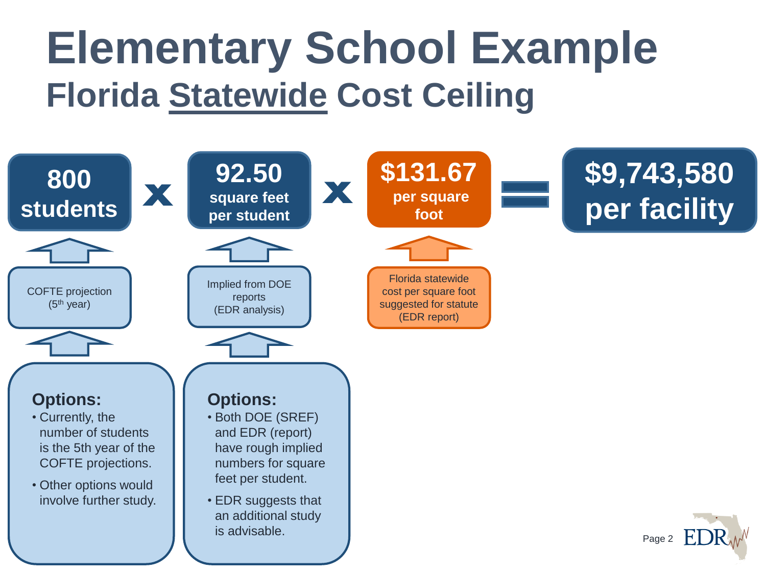# Elementary School Example

## Florida Statewide Cost Ceiling

**800 students** x **92.50 square feet per student** x **$131.67 per square foot** = **$9,743,580 per facility**

- **800 students** ← COFTE projection (5th year)
- **92.50 square feet per student** ← Implied from DOE reports (EDR analysis)
- **$131.67 per square foot** ← Florida statewide cost per square foot suggested for statute (EDR report)

**Options:**

- Currently, the number of students is the 5th year of the COFTE projections.
- Other options would involve further study.

**Options:**

- Both DOE (SREF) and EDR (report) have rough implied numbers for square feet per student.
- EDR suggests that an additional study is advisable.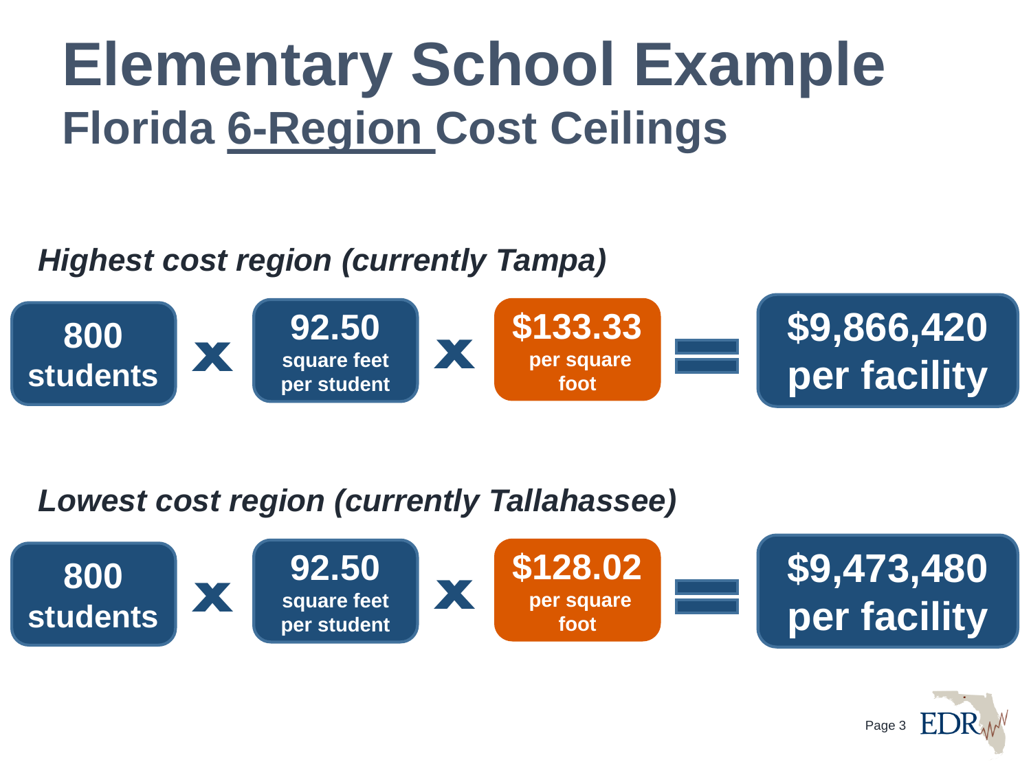# Elementary School Example

## Florida 6-Region Cost Ceilings

***Highest cost region (currently Tampa)***

**800 students** x **92.50 square feet per student** x **$133.33 per square foot** = **$9,866,420 per facility**

***Lowest cost region (currently Tallahassee)***

**800 students** x **92.50 square feet per student** x **$128.02 per square foot** = **$9,473,480 per facility**